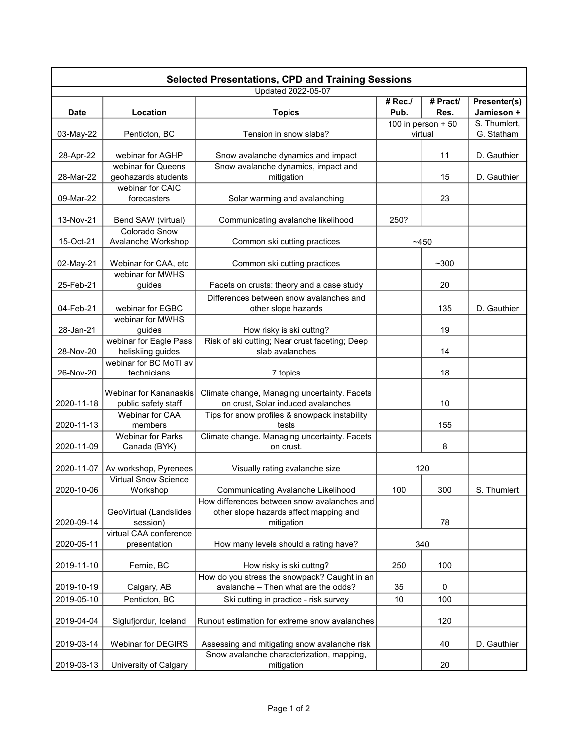# Selected Presentations, CPD and Training Sessions

Updated 2022-05-07

| Date | Location | Topics | # Rec./ Pub. | # Pract/ Res. | Presenter(s) Jamieson + |
|---|---|---|---|---|---|
| 03-May-22 | Penticton, BC | Tension in snow slabs? | 100 in person + 50 virtual | | S. Thumlert, G. Statham |
| 28-Apr-22 | webinar for AGHP | Snow avalanche dynamics and impact | | 11 | D. Gauthier |
| 28-Mar-22 | webinar for Queens geohazards students | Snow avalanche dynamics, impact and mitigation | | 15 | D. Gauthier |
| 09-Mar-22 | webinar for CAIC forecasters | Solar warming and avalanching | | 23 | |
| 13-Nov-21 | Bend SAW (virtual) | Communicating avalanche likelihood | 250? | | |
| 15-Oct-21 | Colorado Snow Avalanche Workshop | Common ski cutting practices | ~450 | | |
| 02-May-21 | Webinar for CAA, etc | Common ski cutting practices | | ~300 | |
| 25-Feb-21 | webinar for MWHS guides | Facets on crusts: theory and a case study | | 20 | |
| 04-Feb-21 | webinar for EGBC | Differences between snow avalanches and other slope hazards | | 135 | D. Gauthier |
| 28-Jan-21 | webinar for MWHS guides | How risky is ski cuttng? | | 19 | |
| 28-Nov-20 | webinar for Eagle Pass heliskiing guides | Risk of ski cutting; Near crust faceting; Deep slab avalanches | | 14 | |
| 26-Nov-20 | webinar for BC MoTI av technicians | 7 topics | | 18 | |
| 2020-11-18 | Webinar for Kananaskis public safety staff | Climate change, Managing uncertainty. Facets on crust, Solar induced avalanches | | 10 | |
| 2020-11-13 | Webinar for CAA members | Tips for snow profiles & snowpack instability tests | | 155 | |
| 2020-11-09 | Webinar for Parks Canada (BYK) | Climate change. Managing uncertainty. Facets on crust. | | 8 | |
| 2020-11-07 | Av workshop, Pyrenees | Visually rating avalanche size | 120 | | |
| 2020-10-06 | Virtual Snow Science Workshop | Communicating Avalanche Likelihood | 100 | 300 | S. Thumlert |
| 2020-09-14 | GeoVirtual (Landslides session) | How differences between snow avalanches and other slope hazards affect mapping and mitigation | | 78 | |
| 2020-05-11 | virtual CAA conference presentation | How many levels should a rating have? | 340 | | |
| 2019-11-10 | Fernie, BC | How risky is ski cuttng? | 250 | 100 | |
| 2019-10-19 | Calgary, AB | How do you stress the snowpack? Caught in an avalanche – Then what are the odds? | 35 | 0 | |
| 2019-05-10 | Penticton, BC | Ski cutting in practice - risk survey | 10 | 100 | |
| 2019-04-04 | Siglufjordur, Iceland | Runout estimation for extreme snow avalanches | | 120 | |
| 2019-03-14 | Webinar for DEGIRS | Assessing and mitigating snow avalanche risk | | 40 | D. Gauthier |
| 2019-03-13 | University of Calgary | Snow avalanche characterization, mapping, mitigation | | 20 | |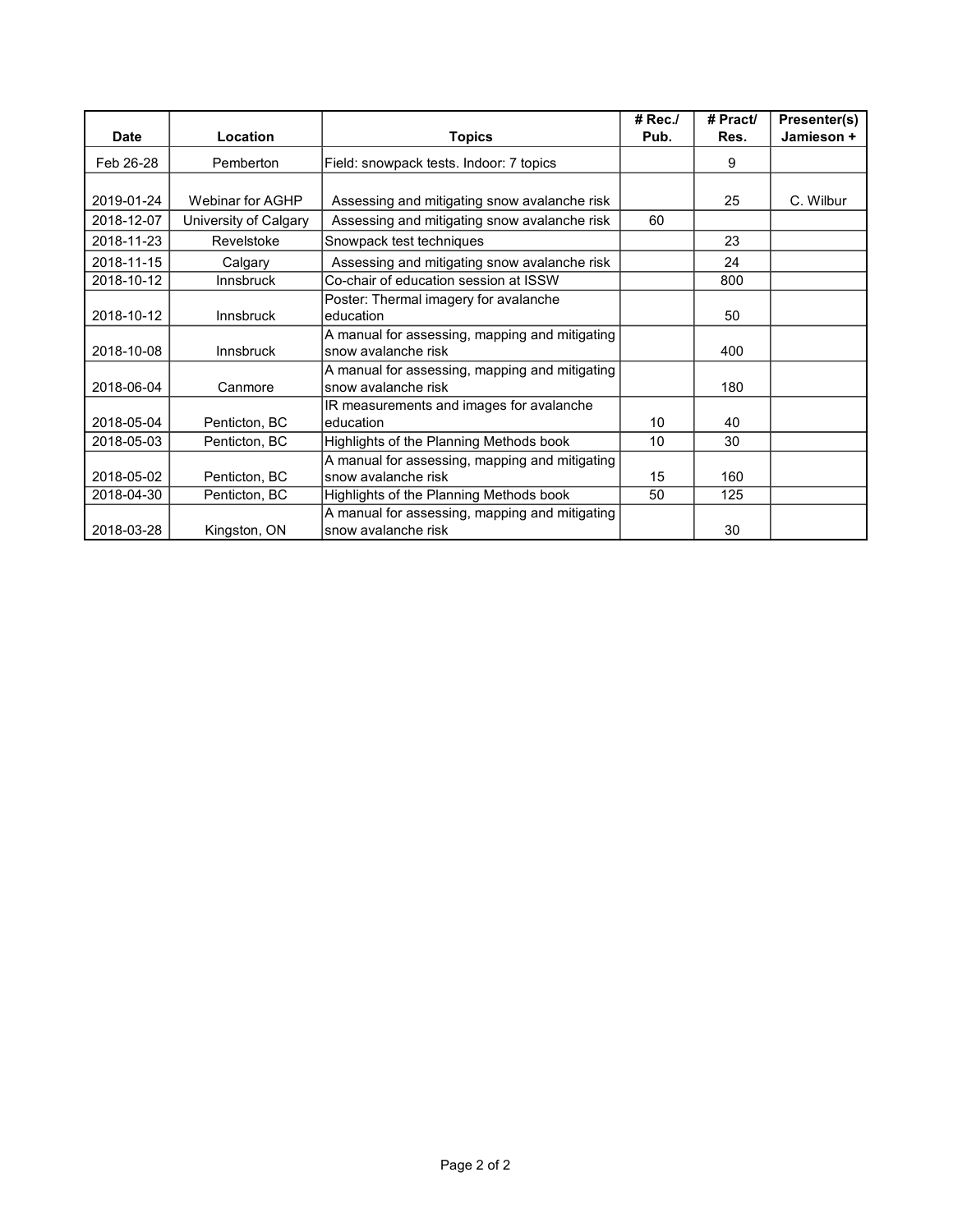| Date | Location | Topics | # Rec./ Pub. | # Pract/ Res. | Presenter(s) Jamieson + |
| --- | --- | --- | --- | --- | --- |
| Feb 26-28 | Pemberton | Field: snowpack tests. Indoor: 7 topics | | 9 | |
| 2019-01-24 | Webinar for AGHP | Assessing and mitigating snow avalanche risk | | 25 | C. Wilbur |
| 2018-12-07 | University of Calgary | Assessing and mitigating snow avalanche risk | 60 | | |
| 2018-11-23 | Revelstoke | Snowpack test techniques | | 23 | |
| 2018-11-15 | Calgary | Assessing and mitigating snow avalanche risk | | 24 | |
| 2018-10-12 | Innsbruck | Co-chair of education session at ISSW | | 800 | |
| 2018-10-12 | Innsbruck | Poster: Thermal imagery for avalanche education | | 50 | |
| 2018-10-08 | Innsbruck | A manual for assessing, mapping and mitigating snow avalanche risk | | 400 | |
| 2018-06-04 | Canmore | A manual for assessing, mapping and mitigating snow avalanche risk | | 180 | |
| 2018-05-04 | Penticton, BC | IR measurements and images for avalanche education | 10 | 40 | |
| 2018-05-03 | Penticton, BC | Highlights of the Planning Methods book | 10 | 30 | |
| 2018-05-02 | Penticton, BC | A manual for assessing, mapping and mitigating snow avalanche risk | 15 | 160 | |
| 2018-04-30 | Penticton, BC | Highlights of the Planning Methods book | 50 | 125 | |
| 2018-03-28 | Kingston, ON | A manual for assessing, mapping and mitigating snow avalanche risk | | 30 | |